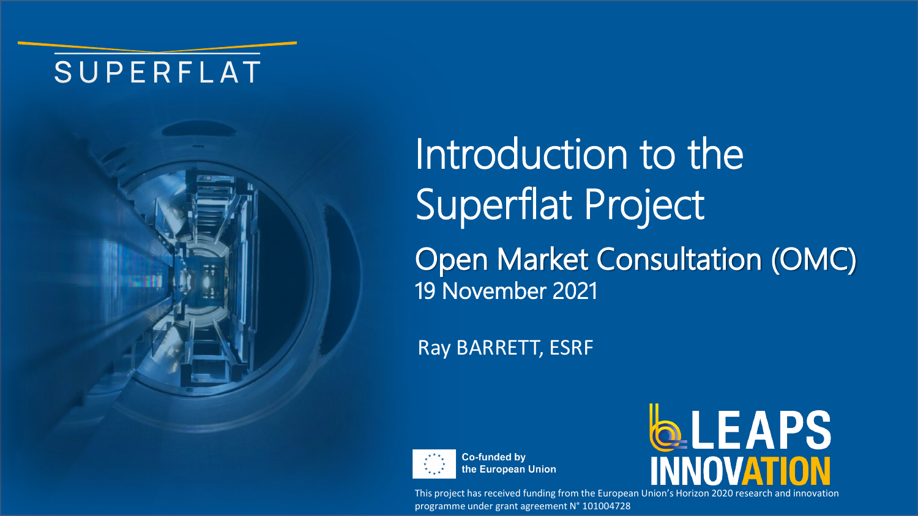SUPERFLAT

# Introduction to the Superflat Project

## Open Market Consultation (OMC)

19 November 2021

Ray BARRETT, ESRF

Co-funded by the European Union

LEAPS INNOVATION

This project has received funding from the European Union's Horizon 2020 research and innovation programme under grant agreement N° 101004728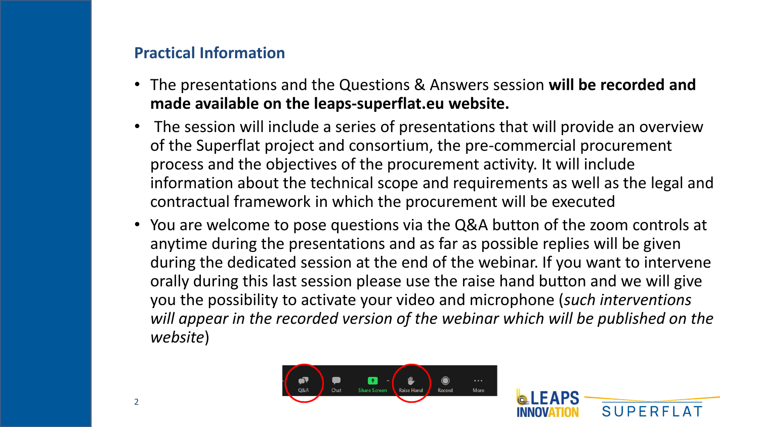## Practical Information

- The presentations and the Questions & Answers session **will be recorded and made available on the leaps-superflat.eu website.**
- The session will include a series of presentations that will provide an overview of the Superflat project and consortium, the pre-commercial procurement process and the objectives of the procurement activity. It will include information about the technical scope and requirements as well as the legal and contractual framework in which the procurement will be executed
- You are welcome to pose questions via the Q&A button of the zoom controls at anytime during the presentations and as far as possible replies will be given during the dedicated session at the end of the webinar. If you want to intervene orally during this last session please use the raise hand button and we will give you the possibility to activate your video and microphone (*such interventions will appear in the recorded version of the webinar which will be published on the website*)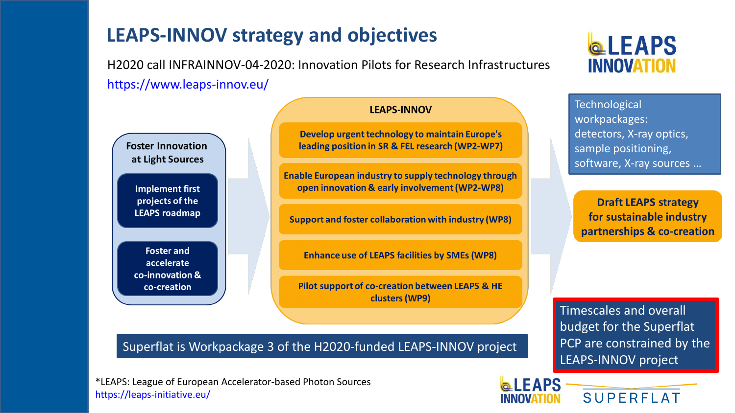# LEAPS-INNOV strategy and objectives

H2020 call INFRAINNOV-04-2020: Innovation Pilots for Research Infrastructures

https://www.leaps-innov.eu/

**Foster Innovation at Light Sources**

- Implement first projects of the LEAPS roadmap
- Foster and accelerate co-innovation & co-creation

**LEAPS-INNOV**

- Develop urgent technology to maintain Europe's leading position in SR & FEL research (WP2-WP7)
- Enable European industry to supply technology through open innovation & early involvement (WP2-WP8)
- Support and foster collaboration with industry (WP8)
- Enhance use of LEAPS facilities by SMEs (WP8)
- Pilot support of co-creation between LEAPS & HE clusters (WP9)

Technological workpackages: detectors, X-ray optics, sample positioning, software, X-ray sources …

**Draft LEAPS strategy for sustainable industry partnerships & co-creation**

Superflat is Workpackage 3 of the H2020-funded LEAPS-INNOV project

Timescales and overall budget for the Superflat PCP are constrained by the LEAPS-INNOV project

*LEAPS: League of European Accelerator-based Photon Sources
https://leaps-initiative.eu/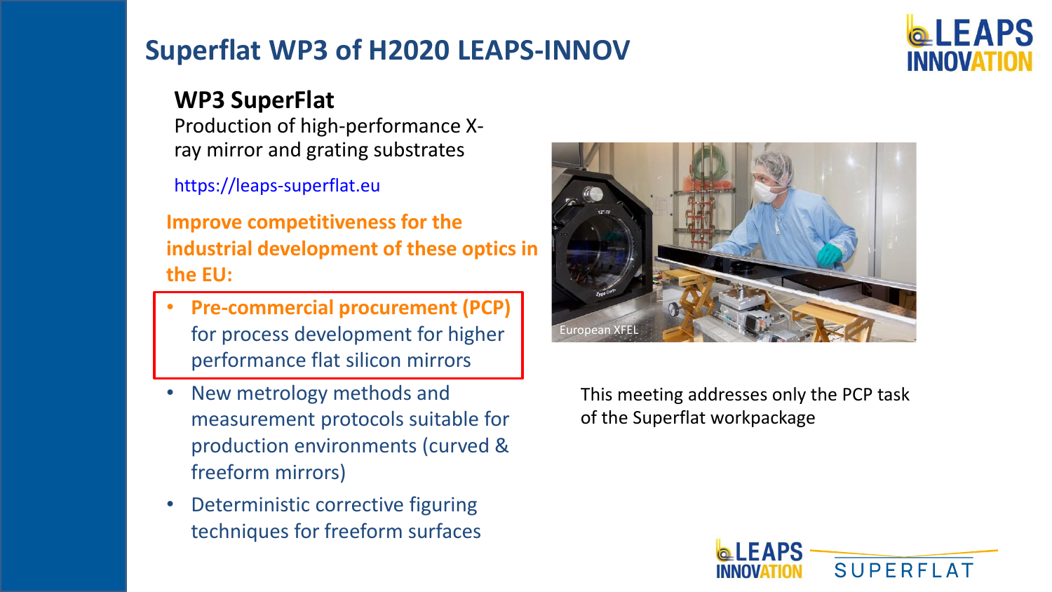# Superflat WP3 of H2020 LEAPS-INNOV

## WP3 SuperFlat

Production of high-performance X-ray mirror and grating substrates

https://leaps-superflat.eu

**Improve competitiveness for the industrial development of these optics in the EU:**

- **Pre-commercial procurement (PCP)** for process development for higher performance flat silicon mirrors
- New metrology methods and measurement protocols suitable for production environments (curved & freeform mirrors)
- Deterministic corrective figuring techniques for freeform surfaces

European XFEL

This meeting addresses only the PCP task of the Superflat workpackage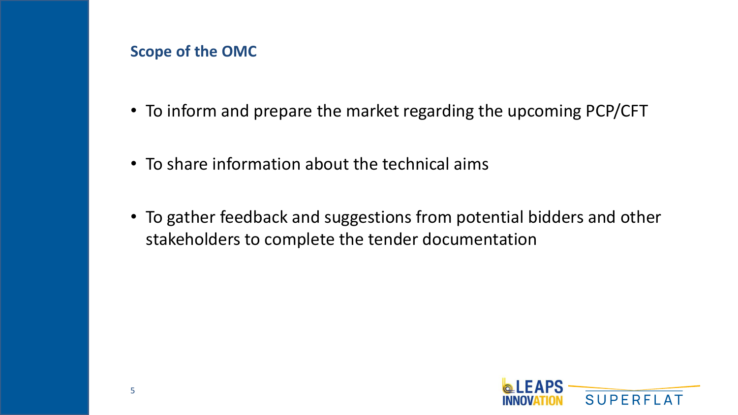## Scope of the OMC

- To inform and prepare the market regarding the upcoming PCP/CFT
- To share information about the technical aims
- To gather feedback and suggestions from potential bidders and other stakeholders to complete the tender documentation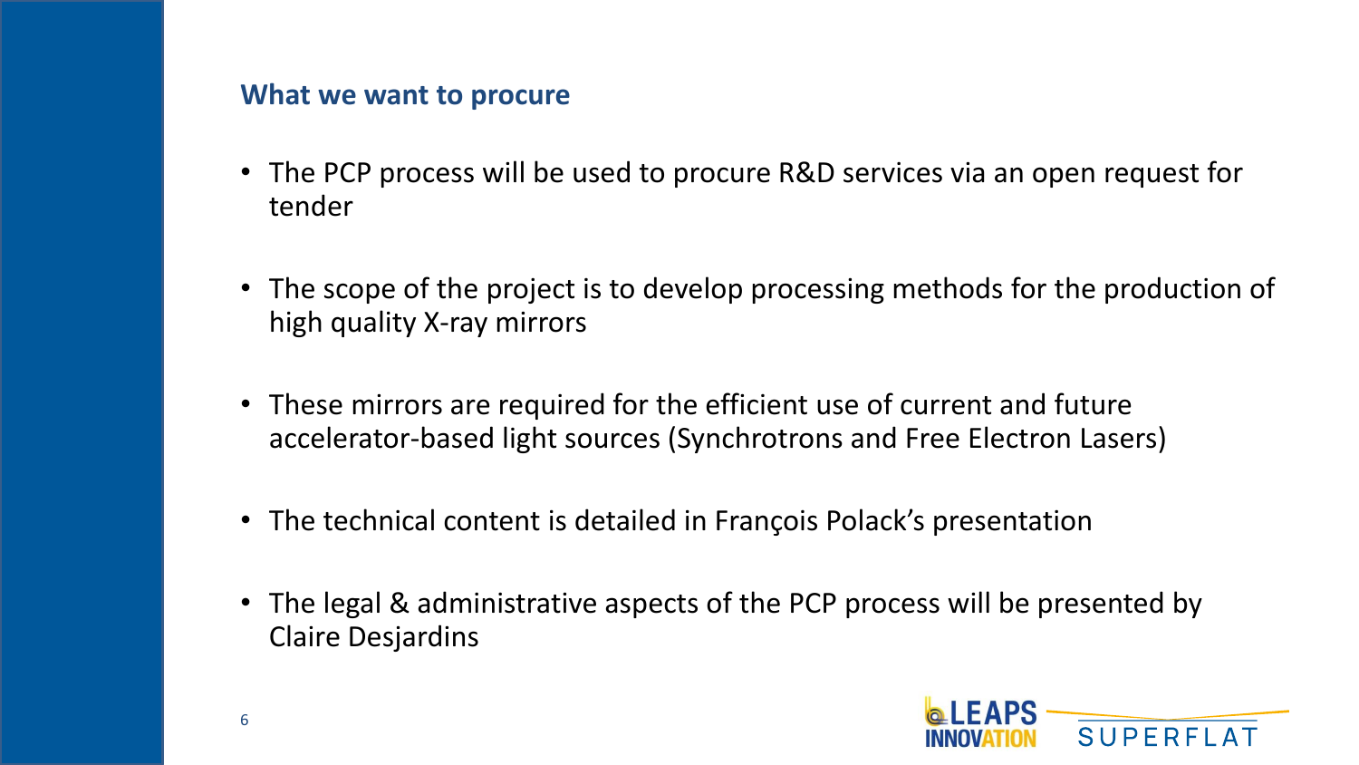## What we want to procure

- The PCP process will be used to procure R&D services via an open request for tender
- The scope of the project is to develop processing methods for the production of high quality X-ray mirrors
- These mirrors are required for the efficient use of current and future accelerator-based light sources (Synchrotrons and Free Electron Lasers)
- The technical content is detailed in François Polack's presentation
- The legal & administrative aspects of the PCP process will be presented by Claire Desjardins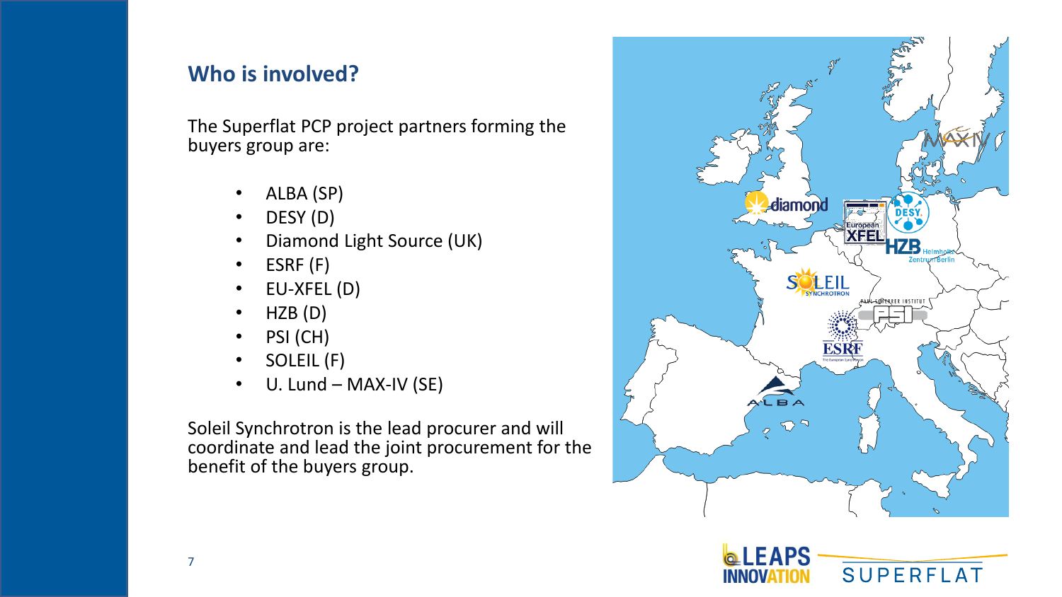## Who is involved?

The Superflat PCP project partners forming the buyers group are:

- ALBA (SP)
- DESY (D)
- Diamond Light Source (UK)
- ESRF (F)
- EU-XFEL (D)
- HZB (D)
- PSI (CH)
- SOLEIL (F)
- U. Lund – MAX-IV (SE)

Soleil Synchrotron is the lead procurer and will coordinate and lead the joint procurement for the benefit of the buyers group.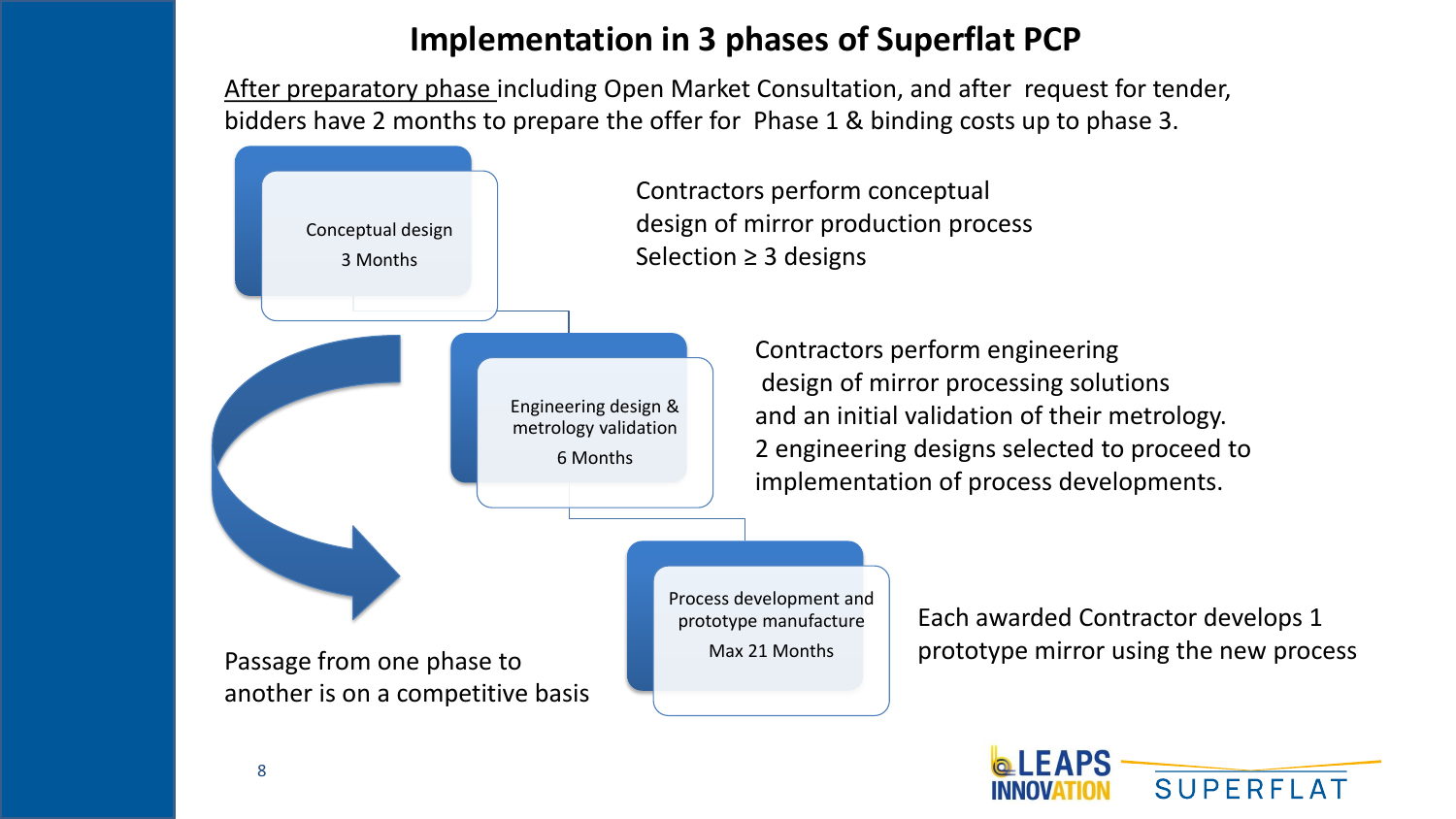# Implementation in 3 phases of Superflat PCP

After preparatory phase including Open Market Consultation, and after request for tender, bidders have 2 months to prepare the offer for Phase 1 & binding costs up to phase 3.

**Conceptual design**
3 Months

Contractors perform conceptual design of mirror production process
Selection ≥ 3 designs

**Engineering design & metrology validation**
6 Months

Contractors perform engineering design of mirror processing solutions and an initial validation of their metrology.
2 engineering designs selected to proceed to implementation of process developments.

**Process development and prototype manufacture**
Max 21 Months

Each awarded Contractor develops 1 prototype mirror using the new process

Passage from one phase to another is on a competitive basis

LEAPS INNOVATION SUPERFLAT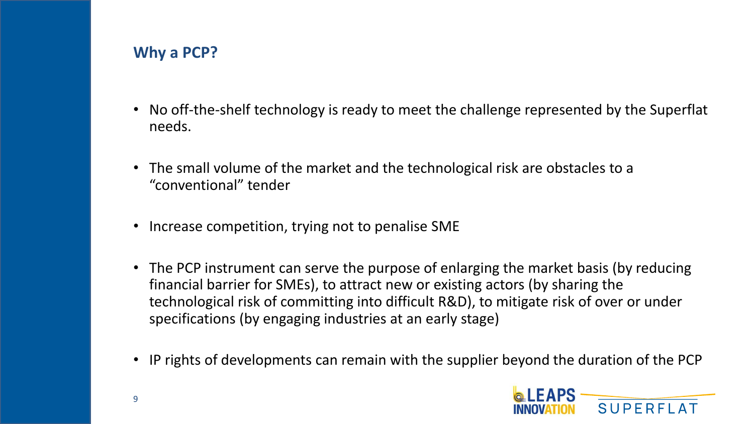## Why a PCP?

- No off-the-shelf technology is ready to meet the challenge represented by the Superflat needs.
- The small volume of the market and the technological risk are obstacles to a "conventional" tender
- Increase competition, trying not to penalise SME
- The PCP instrument can serve the purpose of enlarging the market basis (by reducing financial barrier for SMEs), to attract new or existing actors (by sharing the technological risk of committing into difficult R&D), to mitigate risk of over or under specifications (by engaging industries at an early stage)
- IP rights of developments can remain with the supplier beyond the duration of the PCP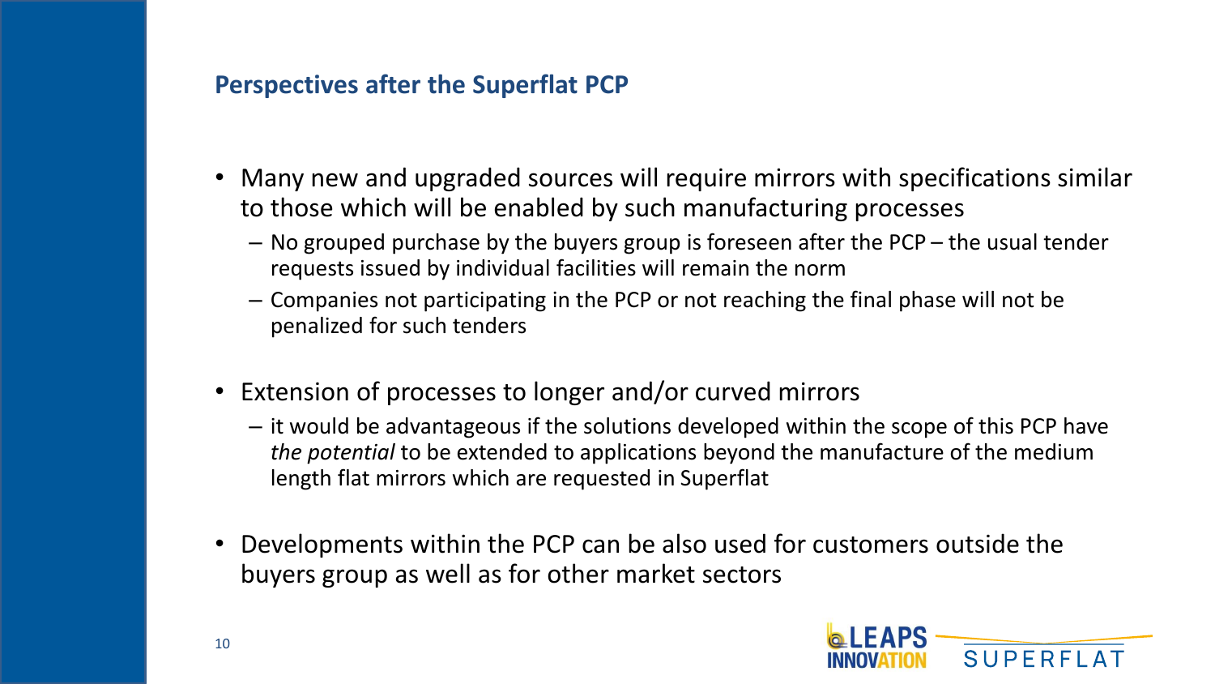## Perspectives after the Superflat PCP

- Many new and upgraded sources will require mirrors with specifications similar to those which will be enabled by such manufacturing processes
  - No grouped purchase by the buyers group is foreseen after the PCP – the usual tender requests issued by individual facilities will remain the norm
  - Companies not participating in the PCP or not reaching the final phase will not be penalized for such tenders
- Extension of processes to longer and/or curved mirrors
  - it would be advantageous if the solutions developed within the scope of this PCP have *the potential* to be extended to applications beyond the manufacture of the medium length flat mirrors which are requested in Superflat
- Developments within the PCP can be also used for customers outside the buyers group as well as for other market sectors